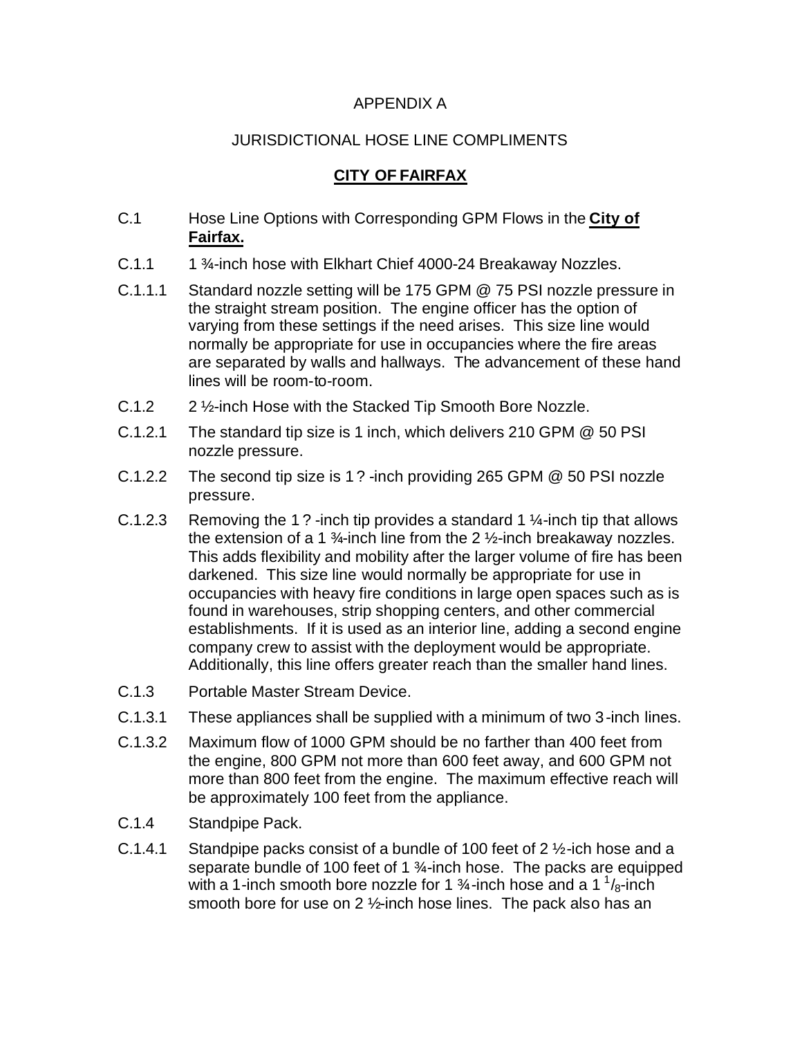APPENDIX A

JURISDICTIONAL HOSE LINE COMPLIMENTS

**CITY OF FAIRFAX**

C.1 Hose Line Options with Corresponding GPM Flows in the **City of Fairfax.**

C.1.1 1 ¾-inch hose with Elkhart Chief 4000-24 Breakaway Nozzles.

C.1.1.1 Standard nozzle setting will be 175 GPM @ 75 PSI nozzle pressure in the straight stream position. The engine officer has the option of varying from these settings if the need arises. This size line would normally be appropriate for use in occupancies where the fire areas are separated by walls and hallways. The advancement of these hand lines will be room-to-room.

C.1.2 2 ½-inch Hose with the Stacked Tip Smooth Bore Nozzle.

C.1.2.1 The standard tip size is 1 inch, which delivers 210 GPM @ 50 PSI nozzle pressure.

C.1.2.2 The second tip size is 1 ? -inch providing 265 GPM @ 50 PSI nozzle pressure.

C.1.2.3 Removing the 1 ? -inch tip provides a standard 1 ¼-inch tip that allows the extension of a 1 ¾-inch line from the 2 ½-inch breakaway nozzles. This adds flexibility and mobility after the larger volume of fire has been darkened. This size line would normally be appropriate for use in occupancies with heavy fire conditions in large open spaces such as is found in warehouses, strip shopping centers, and other commercial establishments. If it is used as an interior line, adding a second engine company crew to assist with the deployment would be appropriate. Additionally, this line offers greater reach than the smaller hand lines.

C.1.3 Portable Master Stream Device.

C.1.3.1 These appliances shall be supplied with a minimum of two 3-inch lines.

C.1.3.2 Maximum flow of 1000 GPM should be no farther than 400 feet from the engine, 800 GPM not more than 600 feet away, and 600 GPM not more than 800 feet from the engine. The maximum effective reach will be approximately 100 feet from the appliance.

C.1.4 Standpipe Pack.

C.1.4.1 Standpipe packs consist of a bundle of 100 feet of 2 ½-ich hose and a separate bundle of 100 feet of 1 ¾-inch hose. The packs are equipped with a 1-inch smooth bore nozzle for 1 ¾-inch hose and a 1 $^{1}/_{8}$-inch smooth bore for use on 2 ½-inch hose lines. The pack also has an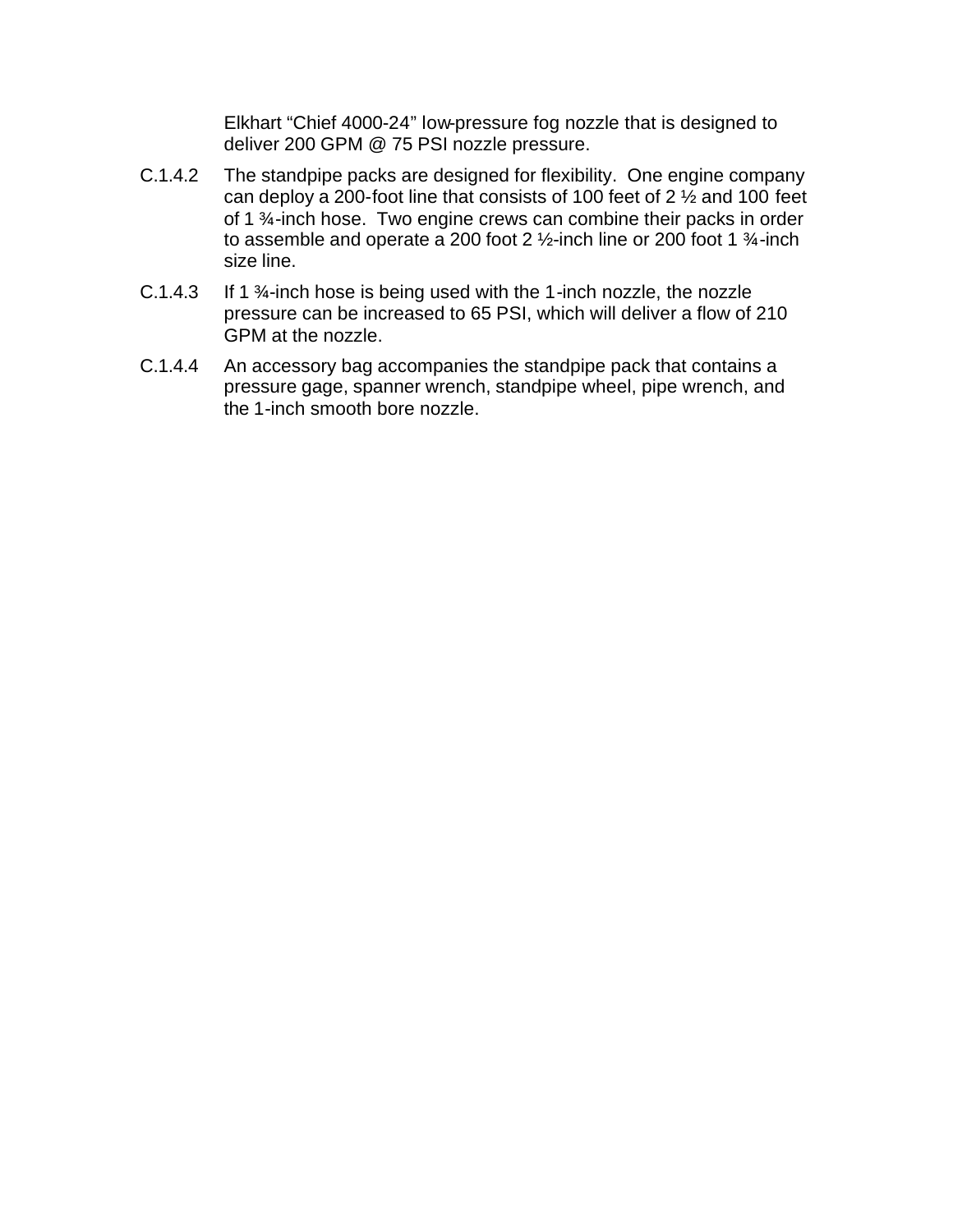Elkhart "Chief 4000-24" low-pressure fog nozzle that is designed to deliver 200 GPM @ 75 PSI nozzle pressure.

C.1.4.2 The standpipe packs are designed for flexibility. One engine company can deploy a 200-foot line that consists of 100 feet of 2 ½ and 100 feet of 1 ¾-inch hose. Two engine crews can combine their packs in order to assemble and operate a 200 foot 2 ½-inch line or 200 foot 1 ¾-inch size line.

C.1.4.3 If 1 ¾-inch hose is being used with the 1-inch nozzle, the nozzle pressure can be increased to 65 PSI, which will deliver a flow of 210 GPM at the nozzle.

C.1.4.4 An accessory bag accompanies the standpipe pack that contains a pressure gage, spanner wrench, standpipe wheel, pipe wrench, and the 1-inch smooth bore nozzle.